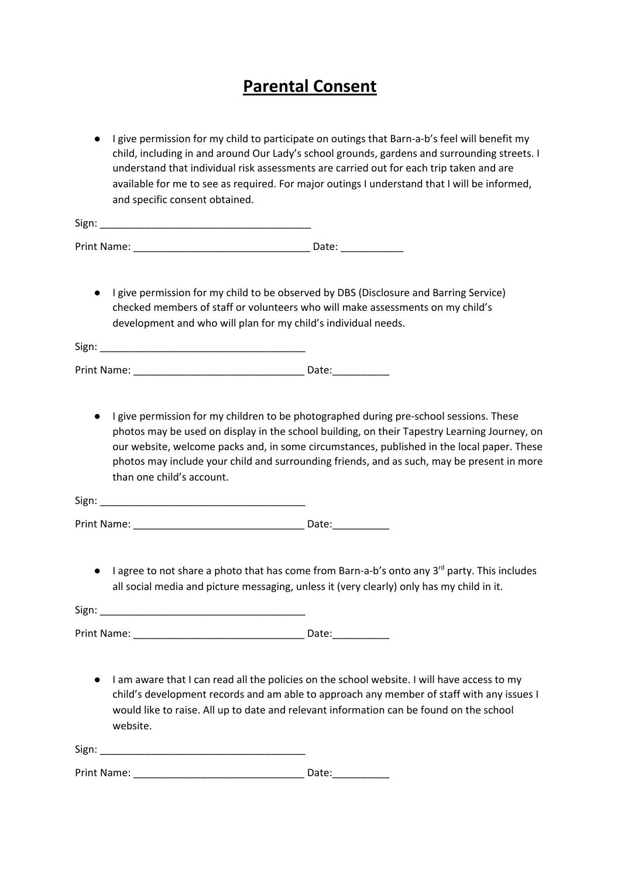# Parental Consent

- I give permission for my child to participate on outings that Barn-a-b's feel will benefit my child, including in and around Our Lady's school grounds, gardens and surrounding streets. I understand that individual risk assessments are carried out for each trip taken and are available for me to see as required. For major outings I understand that I will be informed, and specific consent obtained.

Sign: _____________________________________

Print Name: _______________________________ Date: ___________

- I give permission for my child to be observed by DBS (Disclosure and Barring Service) checked members of staff or volunteers who will make assessments on my child's development and who will plan for my child's individual needs.

Sign: ____________________________________

Print Name: ______________________________ Date:__________

- I give permission for my children to be photographed during pre-school sessions. These photos may be used on display in the school building, on their Tapestry Learning Journey, on our website, welcome packs and, in some circumstances, published in the local paper. These photos may include your child and surrounding friends, and as such, may be present in more than one child's account.

Sign: ____________________________________

Print Name: ______________________________ Date:__________

- I agree to not share a photo that has come from Barn-a-b's onto any 3rd party. This includes all social media and picture messaging, unless it (very clearly) only has my child in it.

Sign: ____________________________________

Print Name: ______________________________ Date:__________

- I am aware that I can read all the policies on the school website. I will have access to my child's development records and am able to approach any member of staff with any issues I would like to raise. All up to date and relevant information can be found on the school website.

Sign: ____________________________________

Print Name: ______________________________ Date:__________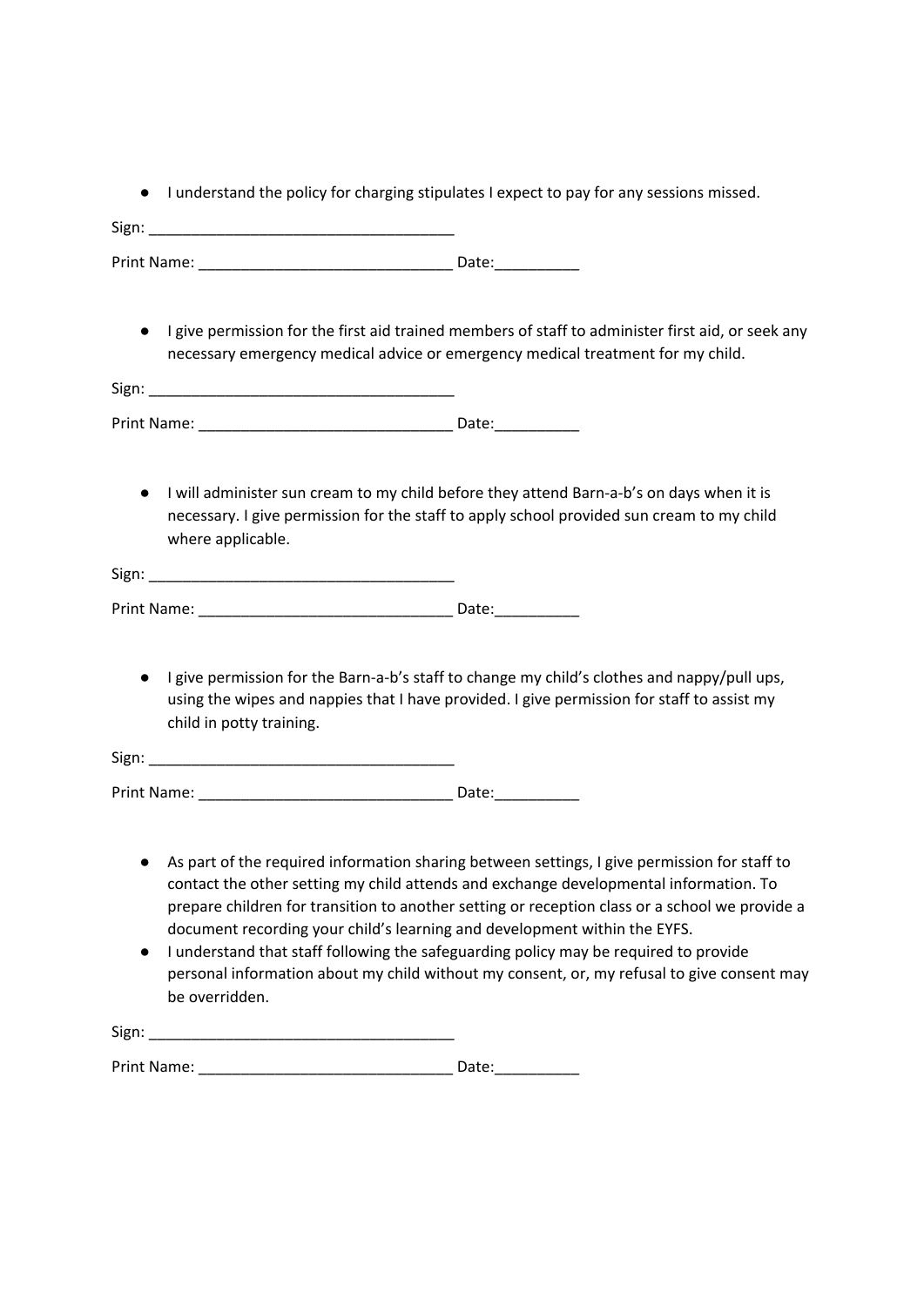- I understand the policy for charging stipulates I expect to pay for any sessions missed.

Sign: ____________________________________

Print Name: ______________________________ Date:__________

- I give permission for the first aid trained members of staff to administer first aid, or seek any necessary emergency medical advice or emergency medical treatment for my child.

Sign: ____________________________________

Print Name: ______________________________ Date:__________

- I will administer sun cream to my child before they attend Barn-a-b's on days when it is necessary. I give permission for the staff to apply school provided sun cream to my child where applicable.

Sign: ____________________________________

Print Name: ______________________________ Date:__________

- I give permission for the Barn-a-b's staff to change my child's clothes and nappy/pull ups, using the wipes and nappies that I have provided. I give permission for staff to assist my child in potty training.

Sign: ____________________________________

Print Name: ______________________________ Date:__________

- As part of the required information sharing between settings, I give permission for staff to contact the other setting my child attends and exchange developmental information. To prepare children for transition to another setting or reception class or a school we provide a document recording your child's learning and development within the EYFS.
- I understand that staff following the safeguarding policy may be required to provide personal information about my child without my consent, or, my refusal to give consent may be overridden.

Sign: ____________________________________

Print Name: ______________________________ Date:__________